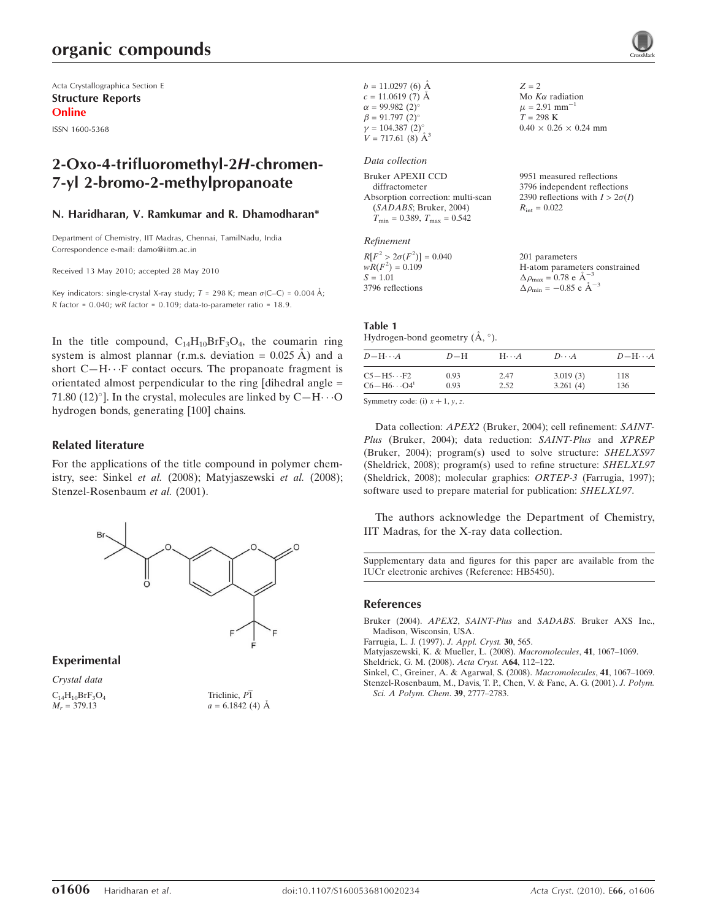Acta Crystallographica Section E
**Structure Reports Online**

ISSN 1600-5368

# 2-Oxo-4-trifluoromethyl-2*H*-chromen-7-yl 2-bromo-2-methylpropanoate

**N. Haridharan, V. Ramkumar and R. Dhamodharan***

Department of Chemistry, IIT Madras, Chennai, TamilNadu, India
Correspondence e-mail: damo@iitm.ac.in

Received 13 May 2010; accepted 28 May 2010

Key indicators: single-crystal X-ray study; $T$ = 298 K; mean $\sigma$(C–C) = 0.004 Å; $R$ factor = 0.040; $wR$ factor = 0.109; data-to-parameter ratio = 18.9.

In the title compound, $C_{14}H_{10}BrF_3O_4$, the coumarin ring system is almost planar (r.m.s. deviation = 0.025 Å) and a short C—H⋯F contact occurs. The propanoate fragment is orientated almost perpendicular to the ring [dihedral angle = 71.80 (12)°]. In the crystal, molecules are linked by C—H⋯O hydrogen bonds, generating [100] chains.

## Related literature

For the applications of the title compound in polymer chemistry, see: Sinkel *et al.* (2008); Matyjaszewski *et al.* (2008); Stenzel-Rosenbaum *et al.* (2001).

## Experimental

### Crystal data

$C_{14}H_{10}BrF_3O_4$
$M_r$ = 379.13
Triclinic, $P\overline{1}$
$a$ = 6.1842 (4) Å
$b$ = 11.0297 (6) Å
$c$ = 11.0619 (7) Å
$\alpha$ = 99.982 (2)°
$\beta$ = 91.797 (2)°
$\gamma$ = 104.387 (2)°
$V$ = 717.61 (8) Å$^3$
$Z$ = 2
Mo $K\alpha$ radiation
$\mu$ = 2.91 mm$^{-1}$
$T$ = 298 K
0.40 × 0.26 × 0.24 mm

### Data collection

Bruker APEXII CCD diffractometer
Absorption correction: multi-scan (*SADABS*; Bruker, 2004)
$T_{min}$ = 0.389, $T_{max}$ = 0.542
9951 measured reflections
3796 independent reflections
2390 reflections with $I > 2\sigma(I)$
$R_{int}$ = 0.022

### Refinement

$R[F^2 > 2\sigma(F^2)]$ = 0.040
$wR(F^2)$ = 0.109
$S$ = 1.01
3796 reflections
201 parameters
H-atom parameters constrained
$\Delta\rho_{max}$ = 0.78 e Å$^{-3}$
$\Delta\rho_{min}$ = −0.85 e Å$^{-3}$

**Table 1**
Hydrogen-bond geometry (Å, °).

| $D$—H⋯$A$ | $D$—H | H⋯$A$ | $D$⋯$A$ | $D$—H⋯$A$ |
|---|---|---|---|---|
| C5—H5⋯F2 | 0.93 | 2.47 | 3.019 (3) | 118 |
| C6—H6⋯O4$^{i}$ | 0.93 | 2.52 | 3.261 (4) | 136 |

Symmetry code: (i) $x + 1, y, z$.

Data collection: *APEX2* (Bruker, 2004); cell refinement: *SAINT-Plus* (Bruker, 2004); data reduction: *SAINT-Plus* and *XPREP* (Bruker, 2004); program(s) used to solve structure: *SHELXS97* (Sheldrick, 2008); program(s) used to refine structure: *SHELXL97* (Sheldrick, 2008); molecular graphics: *ORTEP-3* (Farrugia, 1997); software used to prepare material for publication: *SHELXL97*.

The authors acknowledge the Department of Chemistry, IIT Madras, for the X-ray data collection.

Supplementary data and figures for this paper are available from the IUCr electronic archives (Reference: HB5450).

## References

Bruker (2004). *APEX2*, *SAINT-Plus* and *SADABS*. Bruker AXS Inc., Madison, Wisconsin, USA.
Farrugia, L. J. (1997). *J. Appl. Cryst.* **30**, 565.
Matyjaszewski, K. & Mueller, L. (2008). *Macromolecules*, **41**, 1067–1069.
Sheldrick, G. M. (2008). *Acta Cryst.* **A64**, 112–122.
Sinkel, C., Greiner, A. & Agarwal, S. (2008). *Macromolecules*, **41**, 1067–1069.
Stenzel-Rosenbaum, M., Davis, T. P., Chen, V. & Fane, A. G. (2001). *J. Polym. Sci. A Polym. Chem.* **39**, 2777–2783.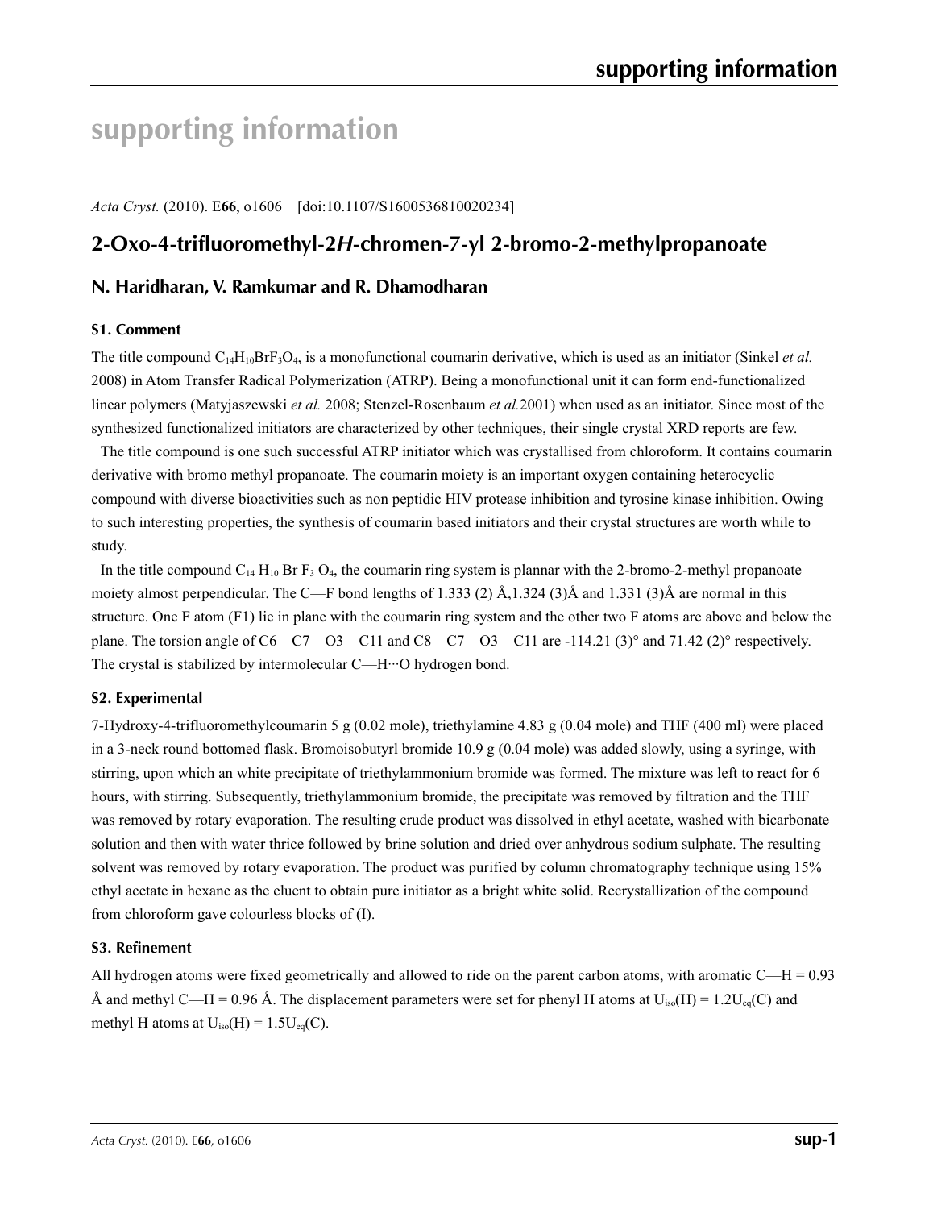# supporting information

*Acta Cryst.* (2010). E**66**, o1606 [doi:10.1107/S1600536810020234]

## 2-Oxo-4-trifluoromethyl-2*H*-chromen-7-yl 2-bromo-2-methylpropanoate

**N. Haridharan, V. Ramkumar and R. Dhamodharan**

### S1. Comment

The title compound $C_{14}H_{10}BrF_3O_4$, is a monofunctional coumarin derivative, which is used as an initiator (Sinkel *et al.* 2008) in Atom Transfer Radical Polymerization (ATRP). Being a monofunctional unit it can form end-functionalized linear polymers (Matyjaszewski *et al.* 2008; Stenzel-Rosenbaum *et al.*2001) when used as an initiator. Since most of the synthesized functionalized initiators are characterized by other techniques, their single crystal XRD reports are few.

The title compound is one such successful ATRP initiator which was crystallised from chloroform. It contains coumarin derivative with bromo methyl propanoate. The coumarin moiety is an important oxygen containing heterocyclic compound with diverse bioactivities such as non peptidic HIV protease inhibition and tyrosine kinase inhibition. Owing to such interesting properties, the synthesis of coumarin based initiators and their crystal structures are worth while to study.

In the title compound $C_{14}$ $H_{10}$ Br $F_3$ $O_4$, the coumarin ring system is plannar with the 2-bromo-2-methyl propanoate moiety almost perpendicular. The C—F bond lengths of 1.333 (2) Å,1.324 (3)Å and 1.331 (3)Å are normal in this structure. One F atom (F1) lie in plane with the coumarin ring system and the other two F atoms are above and below the plane. The torsion angle of C6—C7—O3—C11 and C8—C7—O3—C11 are -114.21 (3)° and 71.42 (2)° respectively. The crystal is stabilized by intermolecular C—H···O hydrogen bond.

### S2. Experimental

7-Hydroxy-4-trifluoromethylcoumarin 5 g (0.02 mole), triethylamine 4.83 g (0.04 mole) and THF (400 ml) were placed in a 3-neck round bottomed flask. Bromoisobutyrl bromide 10.9 g (0.04 mole) was added slowly, using a syringe, with stirring, upon which an white precipitate of triethylammonium bromide was formed. The mixture was left to react for 6 hours, with stirring. Subsequently, triethylammonium bromide, the precipitate was removed by filtration and the THF was removed by rotary evaporation. The resulting crude product was dissolved in ethyl acetate, washed with bicarbonate solution and then with water thrice followed by brine solution and dried over anhydrous sodium sulphate. The resulting solvent was removed by rotary evaporation. The product was purified by column chromatography technique using 15% ethyl acetate in hexane as the eluent to obtain pure initiator as a bright white solid. Recrystallization of the compound from chloroform gave colourless blocks of (I).

### S3. Refinement

All hydrogen atoms were fixed geometrically and allowed to ride on the parent carbon atoms, with aromatic C—H = 0.93 Å and methyl C—H = 0.96 Å. The displacement parameters were set for phenyl H atoms at $U_{iso}(H) = 1.2U_{eq}(C)$ and methyl H atoms at $U_{iso}(H) = 1.5U_{eq}(C)$.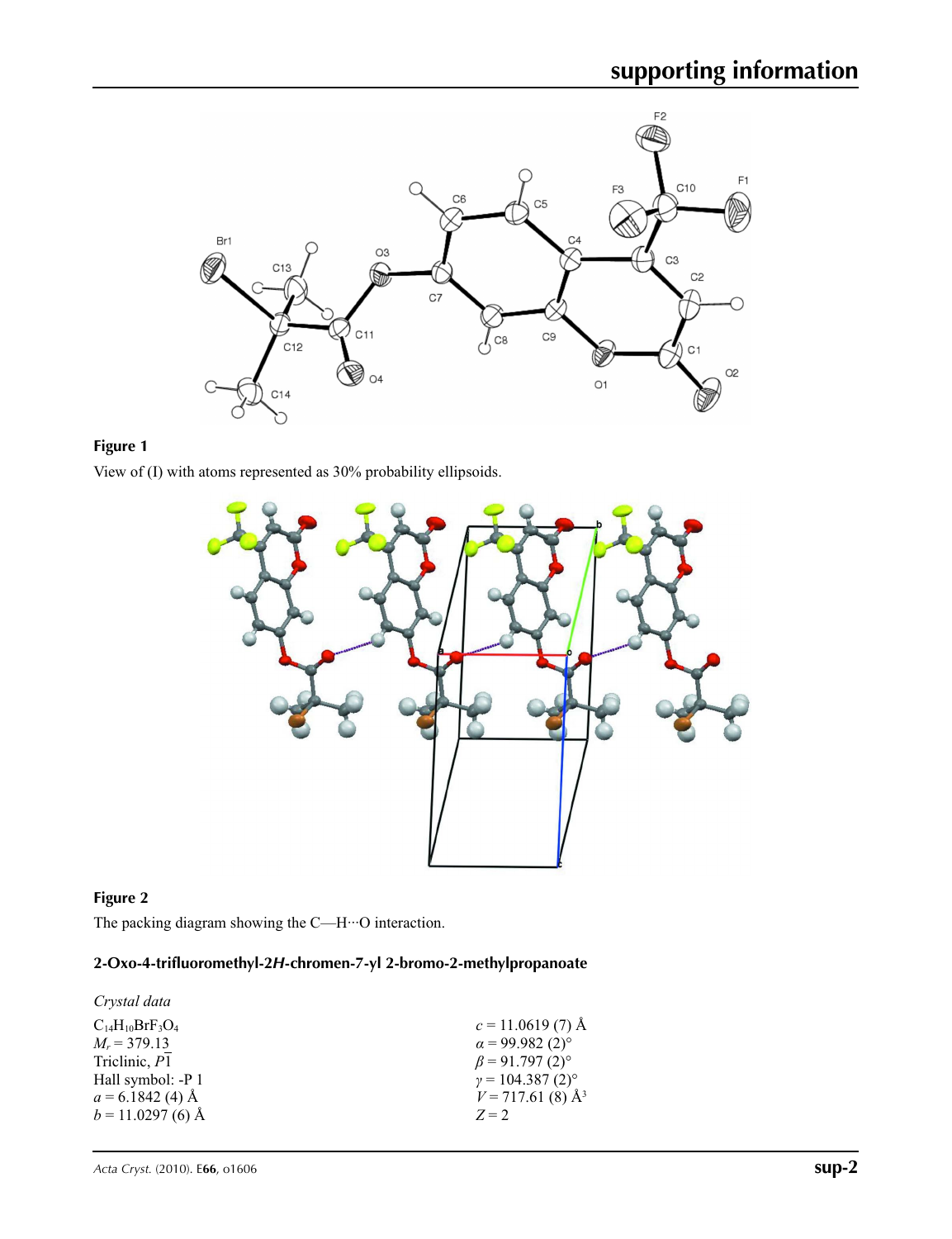**Figure 1**

View of (I) with atoms represented as 30% probability ellipsoids.

**Figure 2**

The packing diagram showing the C—H···O interaction.

### 2-Oxo-4-trifluoromethyl-2*H*-chromen-7-yl 2-bromo-2-methylpropanoate

*Crystal data*

$C_{14}H_{10}BrF_3O_4$

$M_r = 379.13$

Triclinic, $P\overline{1}$

Hall symbol: -P 1

$a = 6.1842$ (4) Å

$b = 11.0297$ (6) Å

$c = 11.0619$ (7) Å

$\alpha = 99.982$ (2)°

$\beta = 91.797$ (2)°

$\gamma = 104.387$ (2)°

$V = 717.61$ (8) Å$^3$

$Z = 2$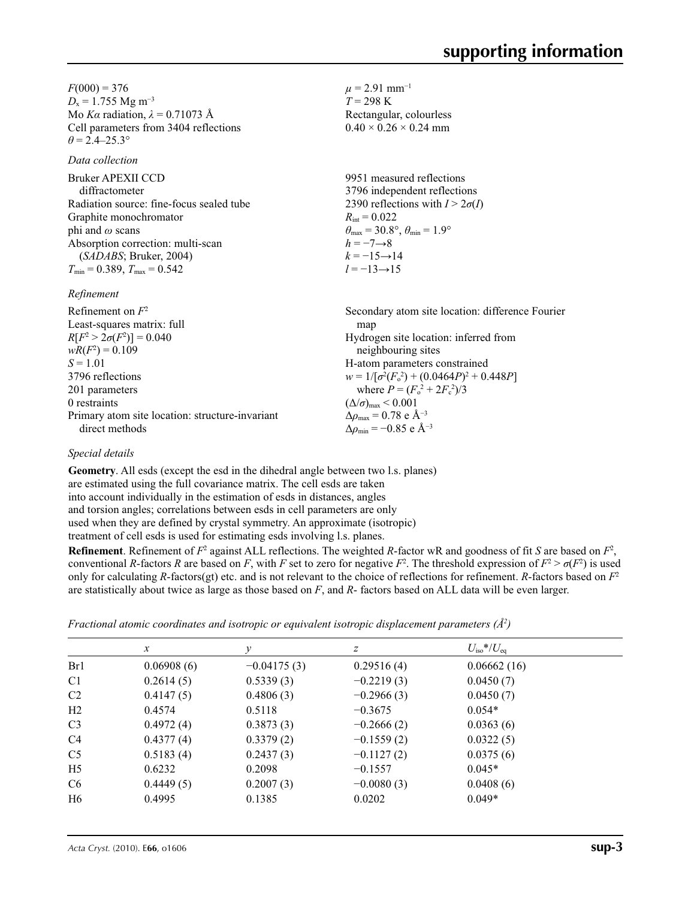$F(000) = 376$
$D_x = 1.755$ Mg m$^{-3}$
Mo $K\alpha$ radiation, $\lambda = 0.71073$ Å
Cell parameters from 3404 reflections
$\theta = 2.4$–$25.3°$
$\mu = 2.91$ mm$^{-1}$
$T = 298$ K
Rectangular, colourless
$0.40 \times 0.26 \times 0.24$ mm

*Data collection*

Bruker APEXII CCD diffractometer
Radiation source: fine-focus sealed tube
Graphite monochromator
phi and $\omega$ scans
Absorption correction: multi-scan (*SADABS*; Bruker, 2004)
$T_{min} = 0.389$, $T_{max} = 0.542$
9951 measured reflections
3796 independent reflections
2390 reflections with $I > 2\sigma(I)$
$R_{int} = 0.022$
$\theta_{max} = 30.8°$, $\theta_{min} = 1.9°$
$h = -7 \rightarrow 8$
$k = -15 \rightarrow 14$
$l = -13 \rightarrow 15$

*Refinement*

Refinement on $F^2$
Least-squares matrix: full
$R[F^2 > 2\sigma(F^2)] = 0.040$
$wR(F^2) = 0.109$
$S = 1.01$
3796 reflections
201 parameters
0 restraints
Primary atom site location: structure-invariant direct methods
Secondary atom site location: difference Fourier map
Hydrogen site location: inferred from neighbouring sites
H-atom parameters constrained
$w = 1/[\sigma^2(F_o^2) + (0.0464P)^2 + 0.448P]$ where $P = (F_o^2 + 2F_c^2)/3$
$(\Delta/\sigma)_{max} < 0.001$
$\Delta\rho_{max} = 0.78$ e Å$^{-3}$
$\Delta\rho_{min} = -0.85$ e Å$^{-3}$

*Special details*

**Geometry**. All esds (except the esd in the dihedral angle between two l.s. planes) are estimated using the full covariance matrix. The cell esds are taken into account individually in the estimation of esds in distances, angles and torsion angles; correlations between esds in cell parameters are only used when they are defined by crystal symmetry. An approximate (isotropic) treatment of cell esds is used for estimating esds involving l.s. planes.

**Refinement**. Refinement of $F^2$ against ALL reflections. The weighted *R*-factor wR and goodness of fit *S* are based on $F^2$, conventional *R*-factors *R* are based on *F*, with *F* set to zero for negative $F^2$. The threshold expression of $F^2 > \sigma(F^2)$ is used only for calculating *R*-factors(gt) etc. and is not relevant to the choice of reflections for refinement. *R*-factors based on $F^2$ are statistically about twice as large as those based on *F*, and *R*- factors based on ALL data will be even larger.

*Fractional atomic coordinates and isotropic or equivalent isotropic displacement parameters (Å$^2$)*

| | *x* | *y* | *z* | $U_{iso}$*/$U_{eq}$ |
|---|---|---|---|---|
| Br1 | 0.06908 (6) | −0.04175 (3) | 0.29516 (4) | 0.06662 (16) |
| C1 | 0.2614 (5) | 0.5339 (3) | −0.2219 (3) | 0.0450 (7) |
| C2 | 0.4147 (5) | 0.4806 (3) | −0.2966 (3) | 0.0450 (7) |
| H2 | 0.4574 | 0.5118 | −0.3675 | 0.054* |
| C3 | 0.4972 (4) | 0.3873 (3) | −0.2666 (2) | 0.0363 (6) |
| C4 | 0.4377 (4) | 0.3379 (2) | −0.1559 (2) | 0.0322 (5) |
| C5 | 0.5183 (4) | 0.2437 (3) | −0.1127 (2) | 0.0375 (6) |
| H5 | 0.6232 | 0.2098 | −0.1557 | 0.045* |
| C6 | 0.4449 (5) | 0.2007 (3) | −0.0080 (3) | 0.0408 (6) |
| H6 | 0.4995 | 0.1385 | 0.0202 | 0.049* |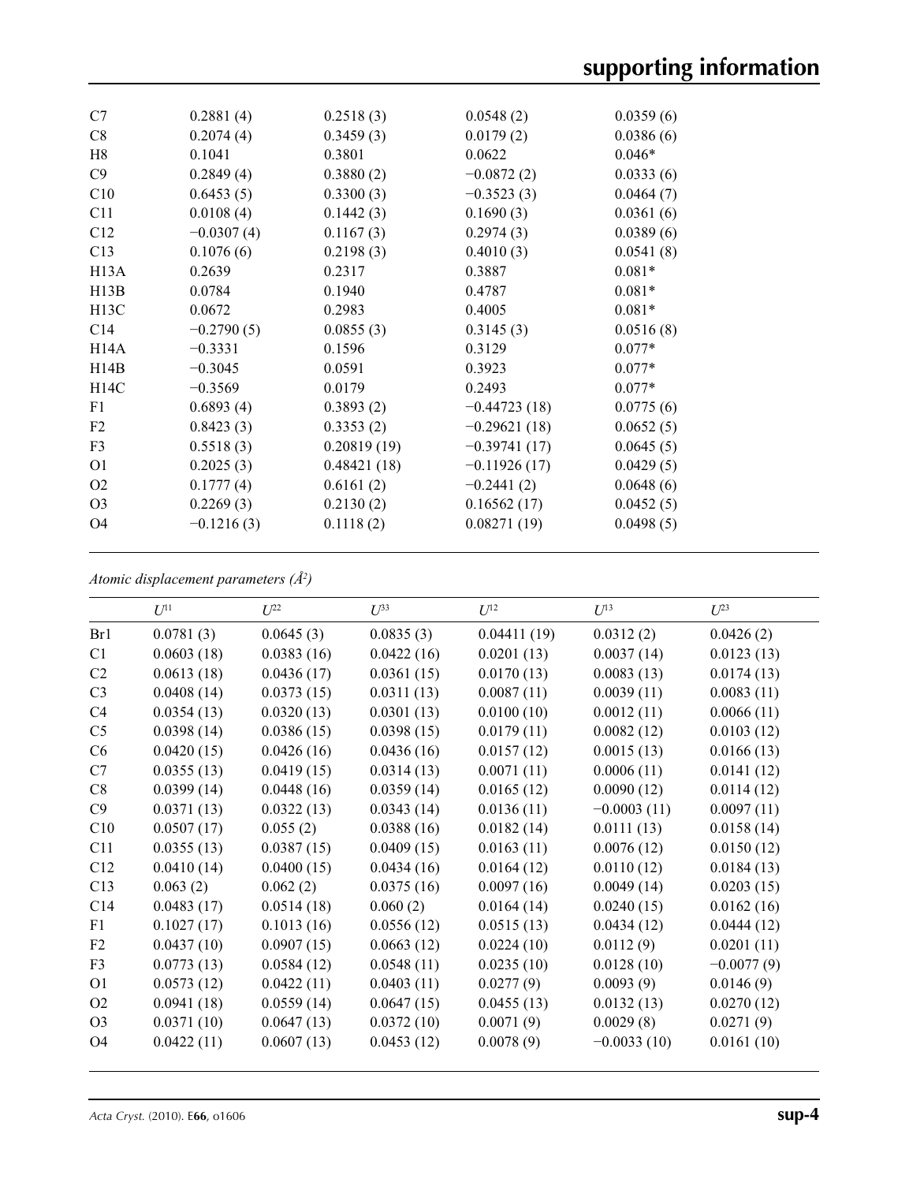| | | | | |
|---|---|---|---|---|
| C7 | 0.2881 (4) | 0.2518 (3) | 0.0548 (2) | 0.0359 (6) |
| C8 | 0.2074 (4) | 0.3459 (3) | 0.0179 (2) | 0.0386 (6) |
| H8 | 0.1041 | 0.3801 | 0.0622 | 0.046* |
| C9 | 0.2849 (4) | 0.3880 (2) | −0.0872 (2) | 0.0333 (6) |
| C10 | 0.6453 (5) | 0.3300 (3) | −0.3523 (3) | 0.0464 (7) |
| C11 | 0.0108 (4) | 0.1442 (3) | 0.1690 (3) | 0.0361 (6) |
| C12 | −0.0307 (4) | 0.1167 (3) | 0.2974 (3) | 0.0389 (6) |
| C13 | 0.1076 (6) | 0.2198 (3) | 0.4010 (3) | 0.0541 (8) |
| H13A | 0.2639 | 0.2317 | 0.3887 | 0.081* |
| H13B | 0.0784 | 0.1940 | 0.4787 | 0.081* |
| H13C | 0.0672 | 0.2983 | 0.4005 | 0.081* |
| C14 | −0.2790 (5) | 0.0855 (3) | 0.3145 (3) | 0.0516 (8) |
| H14A | −0.3331 | 0.1596 | 0.3129 | 0.077* |
| H14B | −0.3045 | 0.0591 | 0.3923 | 0.077* |
| H14C | −0.3569 | 0.0179 | 0.2493 | 0.077* |
| F1 | 0.6893 (4) | 0.3893 (2) | −0.44723 (18) | 0.0775 (6) |
| F2 | 0.8423 (3) | 0.3353 (2) | −0.29621 (18) | 0.0652 (5) |
| F3 | 0.5518 (3) | 0.20819 (19) | −0.39741 (17) | 0.0645 (5) |
| O1 | 0.2025 (3) | 0.48421 (18) | −0.11926 (17) | 0.0429 (5) |
| O2 | 0.1777 (4) | 0.6161 (2) | −0.2441 (2) | 0.0648 (6) |
| O3 | 0.2269 (3) | 0.2130 (2) | 0.16562 (17) | 0.0452 (5) |
| O4 | −0.1216 (3) | 0.1118 (2) | 0.08271 (19) | 0.0498 (5) |

*Atomic displacement parameters (Å$^2$)*

| | $U^{11}$ | $U^{22}$ | $U^{33}$ | $U^{12}$ | $U^{13}$ | $U^{23}$ |
|---|---|---|---|---|---|---|
| Br1 | 0.0781 (3) | 0.0645 (3) | 0.0835 (3) | 0.04411 (19) | 0.0312 (2) | 0.0426 (2) |
| C1 | 0.0603 (18) | 0.0383 (16) | 0.0422 (16) | 0.0201 (13) | 0.0037 (14) | 0.0123 (13) |
| C2 | 0.0613 (18) | 0.0436 (17) | 0.0361 (15) | 0.0170 (13) | 0.0083 (13) | 0.0174 (13) |
| C3 | 0.0408 (14) | 0.0373 (15) | 0.0311 (13) | 0.0087 (11) | 0.0039 (11) | 0.0083 (11) |
| C4 | 0.0354 (13) | 0.0320 (13) | 0.0301 (13) | 0.0100 (10) | 0.0012 (11) | 0.0066 (11) |
| C5 | 0.0398 (14) | 0.0386 (15) | 0.0398 (15) | 0.0179 (11) | 0.0082 (12) | 0.0103 (12) |
| C6 | 0.0420 (15) | 0.0426 (16) | 0.0436 (16) | 0.0157 (12) | 0.0015 (13) | 0.0166 (13) |
| C7 | 0.0355 (13) | 0.0419 (15) | 0.0314 (13) | 0.0071 (11) | 0.0006 (11) | 0.0141 (12) |
| C8 | 0.0399 (14) | 0.0448 (16) | 0.0359 (14) | 0.0165 (12) | 0.0090 (12) | 0.0114 (12) |
| C9 | 0.0371 (13) | 0.0322 (13) | 0.0343 (14) | 0.0136 (11) | −0.0003 (11) | 0.0097 (11) |
| C10 | 0.0507 (17) | 0.055 (2) | 0.0388 (16) | 0.0182 (14) | 0.0111 (13) | 0.0158 (14) |
| C11 | 0.0355 (13) | 0.0387 (15) | 0.0409 (15) | 0.0163 (11) | 0.0076 (12) | 0.0150 (12) |
| C12 | 0.0410 (14) | 0.0400 (15) | 0.0434 (16) | 0.0164 (12) | 0.0110 (12) | 0.0184 (13) |
| C13 | 0.063 (2) | 0.062 (2) | 0.0375 (16) | 0.0097 (16) | 0.0049 (14) | 0.0203 (15) |
| C14 | 0.0483 (17) | 0.0514 (18) | 0.060 (2) | 0.0164 (14) | 0.0240 (15) | 0.0162 (16) |
| F1 | 0.1027 (17) | 0.1013 (16) | 0.0556 (12) | 0.0515 (13) | 0.0434 (12) | 0.0444 (12) |
| F2 | 0.0437 (10) | 0.0907 (15) | 0.0663 (12) | 0.0224 (10) | 0.0112 (9) | 0.0201 (11) |
| F3 | 0.0773 (13) | 0.0584 (12) | 0.0548 (11) | 0.0235 (10) | 0.0128 (10) | −0.0077 (9) |
| O1 | 0.0573 (12) | 0.0422 (11) | 0.0403 (11) | 0.0277 (9) | 0.0093 (9) | 0.0146 (9) |
| O2 | 0.0941 (18) | 0.0559 (14) | 0.0647 (15) | 0.0455 (13) | 0.0132 (13) | 0.0270 (12) |
| O3 | 0.0371 (10) | 0.0647 (13) | 0.0372 (10) | 0.0071 (9) | 0.0029 (8) | 0.0271 (9) |
| O4 | 0.0422 (11) | 0.0607 (13) | 0.0453 (12) | 0.0078 (9) | −0.0033 (10) | 0.0161 (10) |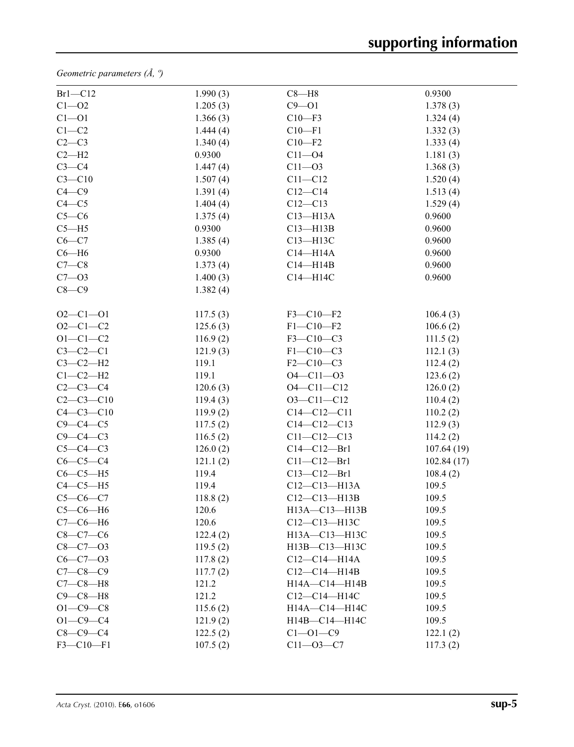*Geometric parameters (Å, º)*

| | | | |
|---|---|---|---|
| Br1—C12 | 1.990 (3) | C8—H8 | 0.9300 |
| C1—O2 | 1.205 (3) | C9—O1 | 1.378 (3) |
| C1—O1 | 1.366 (3) | C10—F3 | 1.324 (4) |
| C1—C2 | 1.444 (4) | C10—F1 | 1.332 (3) |
| C2—C3 | 1.340 (4) | C10—F2 | 1.333 (4) |
| C2—H2 | 0.9300 | C11—O4 | 1.181 (3) |
| C3—C4 | 1.447 (4) | C11—O3 | 1.368 (3) |
| C3—C10 | 1.507 (4) | C11—C12 | 1.520 (4) |
| C4—C9 | 1.391 (4) | C12—C14 | 1.513 (4) |
| C4—C5 | 1.404 (4) | C12—C13 | 1.529 (4) |
| C5—C6 | 1.375 (4) | C13—H13A | 0.9600 |
| C5—H5 | 0.9300 | C13—H13B | 0.9600 |
| C6—C7 | 1.385 (4) | C13—H13C | 0.9600 |
| C6—H6 | 0.9300 | C14—H14A | 0.9600 |
| C7—C8 | 1.373 (4) | C14—H14B | 0.9600 |
| C7—O3 | 1.400 (3) | C14—H14C | 0.9600 |
| C8—C9 | 1.382 (4) | | |
| | | | |
| O2—C1—O1 | 117.5 (3) | F3—C10—F2 | 106.4 (3) |
| O2—C1—C2 | 125.6 (3) | F1—C10—F2 | 106.6 (2) |
| O1—C1—C2 | 116.9 (2) | F3—C10—C3 | 111.5 (2) |
| C3—C2—C1 | 121.9 (3) | F1—C10—C3 | 112.1 (3) |
| C3—C2—H2 | 119.1 | F2—C10—C3 | 112.4 (2) |
| C1—C2—H2 | 119.1 | O4—C11—O3 | 123.6 (2) |
| C2—C3—C4 | 120.6 (3) | O4—C11—C12 | 126.0 (2) |
| C2—C3—C10 | 119.4 (3) | O3—C11—C12 | 110.4 (2) |
| C4—C3—C10 | 119.9 (2) | C14—C12—C11 | 110.2 (2) |
| C9—C4—C5 | 117.5 (2) | C14—C12—C13 | 112.9 (3) |
| C9—C4—C3 | 116.5 (2) | C11—C12—C13 | 114.2 (2) |
| C5—C4—C3 | 126.0 (2) | C14—C12—Br1 | 107.64 (19) |
| C6—C5—C4 | 121.1 (2) | C11—C12—Br1 | 102.84 (17) |
| C6—C5—H5 | 119.4 | C13—C12—Br1 | 108.4 (2) |
| C4—C5—H5 | 119.4 | C12—C13—H13A | 109.5 |
| C5—C6—C7 | 118.8 (2) | C12—C13—H13B | 109.5 |
| C5—C6—H6 | 120.6 | H13A—C13—H13B | 109.5 |
| C7—C6—H6 | 120.6 | C12—C13—H13C | 109.5 |
| C8—C7—C6 | 122.4 (2) | H13A—C13—H13C | 109.5 |
| C8—C7—O3 | 119.5 (2) | H13B—C13—H13C | 109.5 |
| C6—C7—O3 | 117.8 (2) | C12—C14—H14A | 109.5 |
| C7—C8—C9 | 117.7 (2) | C12—C14—H14B | 109.5 |
| C7—C8—H8 | 121.2 | H14A—C14—H14B | 109.5 |
| C9—C8—H8 | 121.2 | C12—C14—H14C | 109.5 |
| O1—C9—C8 | 115.6 (2) | H14A—C14—H14C | 109.5 |
| O1—C9—C4 | 121.9 (2) | H14B—C14—H14C | 109.5 |
| C8—C9—C4 | 122.5 (2) | C1—O1—C9 | 122.1 (2) |
| F3—C10—F1 | 107.5 (2) | C11—O3—C7 | 117.3 (2) |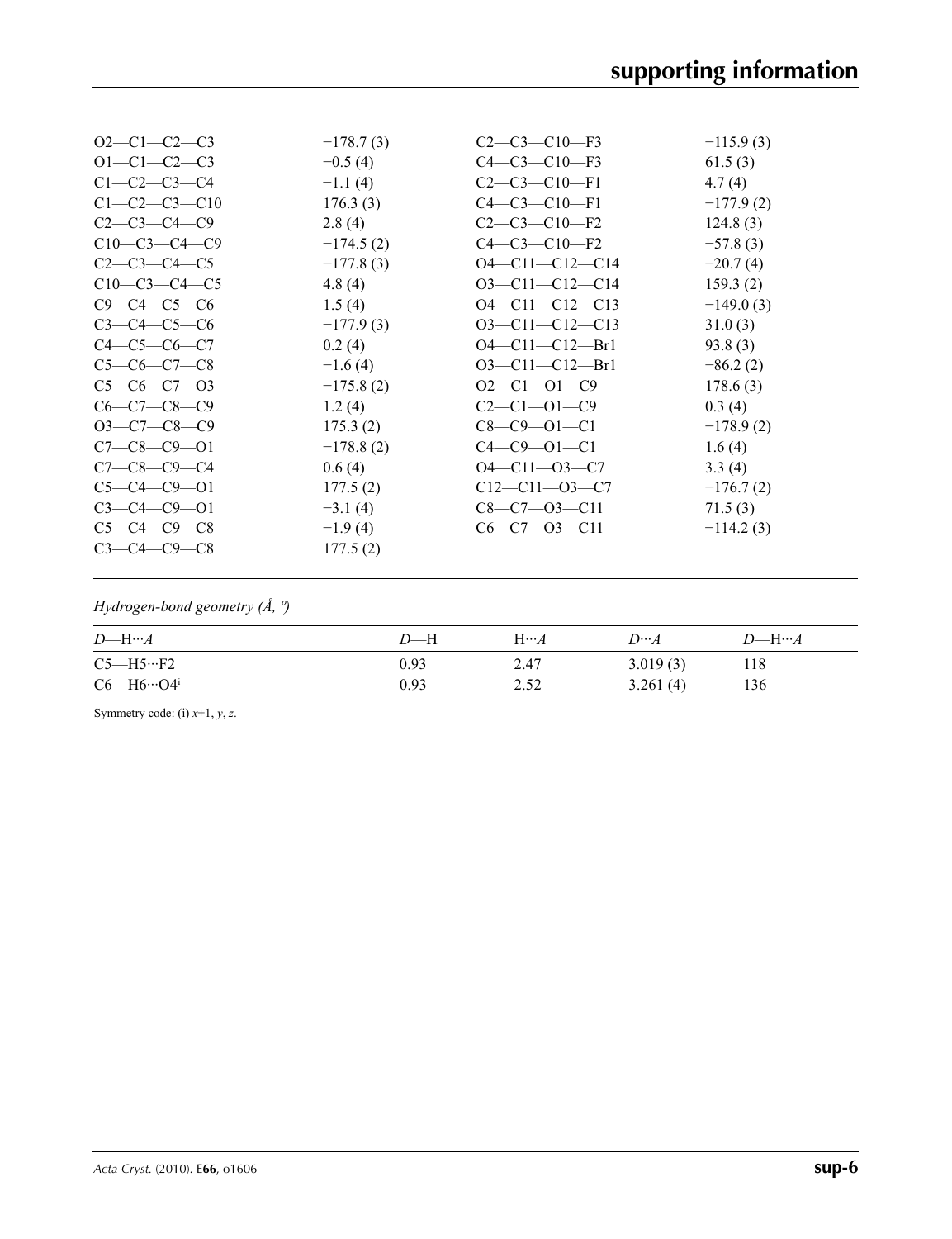| | | | |
|---|---|---|---|
| O2—C1—C2—C3 | −178.7 (3) | C2—C3—C10—F3 | −115.9 (3) |
| O1—C1—C2—C3 | −0.5 (4) | C4—C3—C10—F3 | 61.5 (3) |
| C1—C2—C3—C4 | −1.1 (4) | C2—C3—C10—F1 | 4.7 (4) |
| C1—C2—C3—C10 | 176.3 (3) | C4—C3—C10—F1 | −177.9 (2) |
| C2—C3—C4—C9 | 2.8 (4) | C2—C3—C10—F2 | 124.8 (3) |
| C10—C3—C4—C9 | −174.5 (2) | C4—C3—C10—F2 | −57.8 (3) |
| C2—C3—C4—C5 | −177.8 (3) | O4—C11—C12—C14 | −20.7 (4) |
| C10—C3—C4—C5 | 4.8 (4) | O3—C11—C12—C14 | 159.3 (2) |
| C9—C4—C5—C6 | 1.5 (4) | O4—C11—C12—C13 | −149.0 (3) |
| C3—C4—C5—C6 | −177.9 (3) | O3—C11—C12—C13 | 31.0 (3) |
| C4—C5—C6—C7 | 0.2 (4) | O4—C11—C12—Br1 | 93.8 (3) |
| C5—C6—C7—C8 | −1.6 (4) | O3—C11—C12—Br1 | −86.2 (2) |
| C5—C6—C7—O3 | −175.8 (2) | O2—C1—O1—C9 | 178.6 (3) |
| C6—C7—C8—C9 | 1.2 (4) | C2—C1—O1—C9 | 0.3 (4) |
| O3—C7—C8—C9 | 175.3 (2) | C8—C9—O1—C1 | −178.9 (2) |
| C7—C8—C9—O1 | −178.8 (2) | C4—C9—O1—C1 | 1.6 (4) |
| C7—C8—C9—C4 | 0.6 (4) | O4—C11—O3—C7 | 3.3 (4) |
| C5—C4—C9—O1 | 177.5 (2) | C12—C11—O3—C7 | −176.7 (2) |
| C3—C4—C9—O1 | −3.1 (4) | C8—C7—O3—C11 | 71.5 (3) |
| C5—C4—C9—C8 | −1.9 (4) | C6—C7—O3—C11 | −114.2 (3) |
| C3—C4—C9—C8 | 177.5 (2) | | |

*Hydrogen-bond geometry (Å, º)*

| *D*—H···*A* | *D*—H | H···*A* | *D*···*A* | *D*—H···*A* |
|---|---|---|---|---|
| C5—H5···F2 | 0.93 | 2.47 | 3.019 (3) | 118 |
| C6—H6···O4[i] | 0.93 | 2.52 | 3.261 (4) | 136 |

Symmetry code: (i) *x*+1, *y*, *z*.